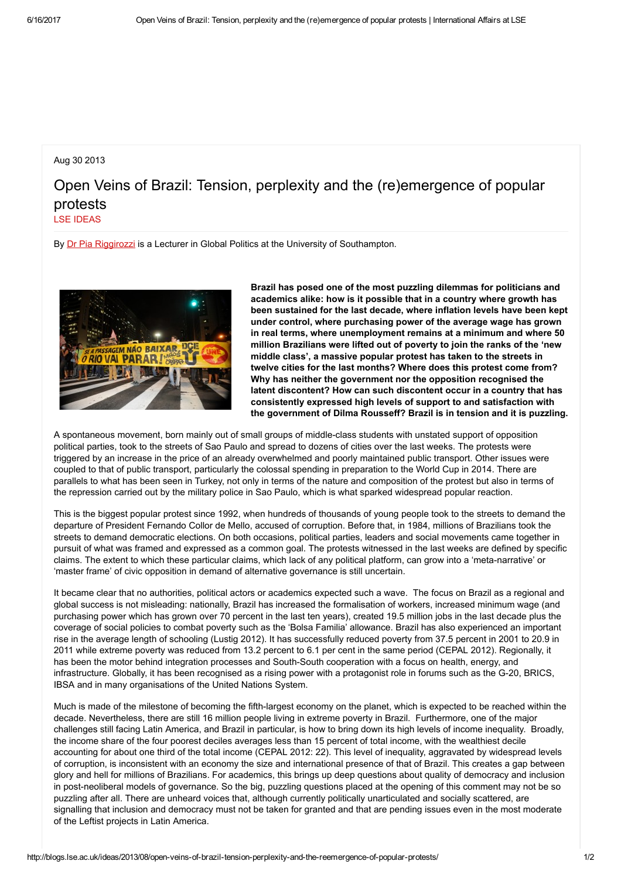Aug 30 2013

# Open Veins of Brazil: Tension, perplexity and the (re)emergence of popular protests

LSE IDEAS

By Dr Pia Riggirozzi is a Lecturer in Global Politics at the University of Southampton.

**Brazil has posed one of the most puzzling dilemmas for politicians and academics alike: how is it possible that in a country where growth has been sustained for the last decade, where inflation levels have been kept under control, where purchasing power of the average wage has grown in real terms, where unemployment remains at a minimum and where 50 million Brazilians were lifted out of poverty to join the ranks of the 'new middle class', a massive popular protest has taken to the streets in twelve cities for the last months? Where does this protest come from? Why has neither the government nor the opposition recognised the latent discontent? How can such discontent occur in a country that has consistently expressed high levels of support to and satisfaction with the government of Dilma Rousseff? Brazil is in tension and it is puzzling.**

A spontaneous movement, born mainly out of small groups of middle-class students with unstated support of opposition political parties, took to the streets of Sao Paulo and spread to dozens of cities over the last weeks. The protests were triggered by an increase in the price of an already overwhelmed and poorly maintained public transport. Other issues were coupled to that of public transport, particularly the colossal spending in preparation to the World Cup in 2014. There are parallels to what has been seen in Turkey, not only in terms of the nature and composition of the protest but also in terms of the repression carried out by the military police in Sao Paulo, which is what sparked widespread popular reaction.

This is the biggest popular protest since 1992, when hundreds of thousands of young people took to the streets to demand the departure of President Fernando Collor de Mello, accused of corruption. Before that, in 1984, millions of Brazilians took the streets to demand democratic elections. On both occasions, political parties, leaders and social movements came together in pursuit of what was framed and expressed as a common goal. The protests witnessed in the last weeks are defined by specific claims. The extent to which these particular claims, which lack of any political platform, can grow into a 'meta-narrative' or 'master frame' of civic opposition in demand of alternative governance is still uncertain.

It became clear that no authorities, political actors or academics expected such a wave. The focus on Brazil as a regional and global success is not misleading: nationally, Brazil has increased the formalisation of workers, increased minimum wage (and purchasing power which has grown over 70 percent in the last ten years), created 19.5 million jobs in the last decade plus the coverage of social policies to combat poverty such as the 'Bolsa Familia' allowance. Brazil has also experienced an important rise in the average length of schooling (Lustig 2012). It has successfully reduced poverty from 37.5 percent in 2001 to 20.9 in 2011 while extreme poverty was reduced from 13.2 percent to 6.1 per cent in the same period (CEPAL 2012). Regionally, it has been the motor behind integration processes and South-South cooperation with a focus on health, energy, and infrastructure. Globally, it has been recognised as a rising power with a protagonist role in forums such as the G-20, BRICS, IBSA and in many organisations of the United Nations System.

Much is made of the milestone of becoming the fifth-largest economy on the planet, which is expected to be reached within the decade. Nevertheless, there are still 16 million people living in extreme poverty in Brazil. Furthermore, one of the major challenges still facing Latin America, and Brazil in particular, is how to bring down its high levels of income inequality. Broadly, the income share of the four poorest deciles averages less than 15 percent of total income, with the wealthiest decile accounting for about one third of the total income (CEPAL 2012: 22). This level of inequality, aggravated by widespread levels of corruption, is inconsistent with an economy the size and international presence of that of Brazil. This creates a gap between glory and hell for millions of Brazilians. For academics, this brings up deep questions about quality of democracy and inclusion in post-neoliberal models of governance. So the big, puzzling questions placed at the opening of this comment may not be so puzzling after all. There are unheard voices that, although currently politically unarticulated and socially scattered, are signalling that inclusion and democracy must not be taken for granted and that are pending issues even in the most moderate of the Leftist projects in Latin America.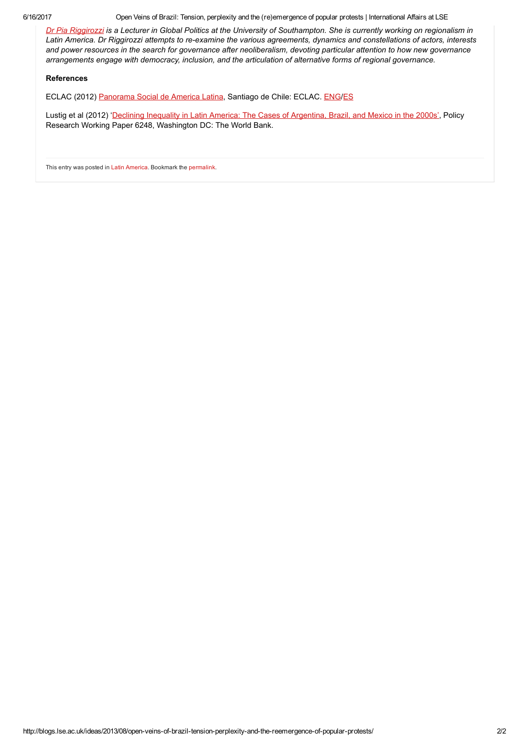*Dr Pia Riggirozzi is a Lecturer in Global Politics at the University of Southampton. She is currently working on regionalism in Latin America. Dr Riggirozzi attempts to re-examine the various agreements, dynamics and constellations of actors, interests and power resources in the search for governance after neoliberalism, devoting particular attention to how new governance arrangements engage with democracy, inclusion, and the articulation of alternative forms of regional governance.*

**References**

ECLAC (2012) Panorama Social de America Latina, Santiago de Chile: ECLAC. ENG/ES

Lustig et al (2012) 'Declining Inequality in Latin America: The Cases of Argentina, Brazil, and Mexico in the 2000s', Policy Research Working Paper 6248, Washington DC: The World Bank.

This entry was posted in Latin America. Bookmark the permalink.